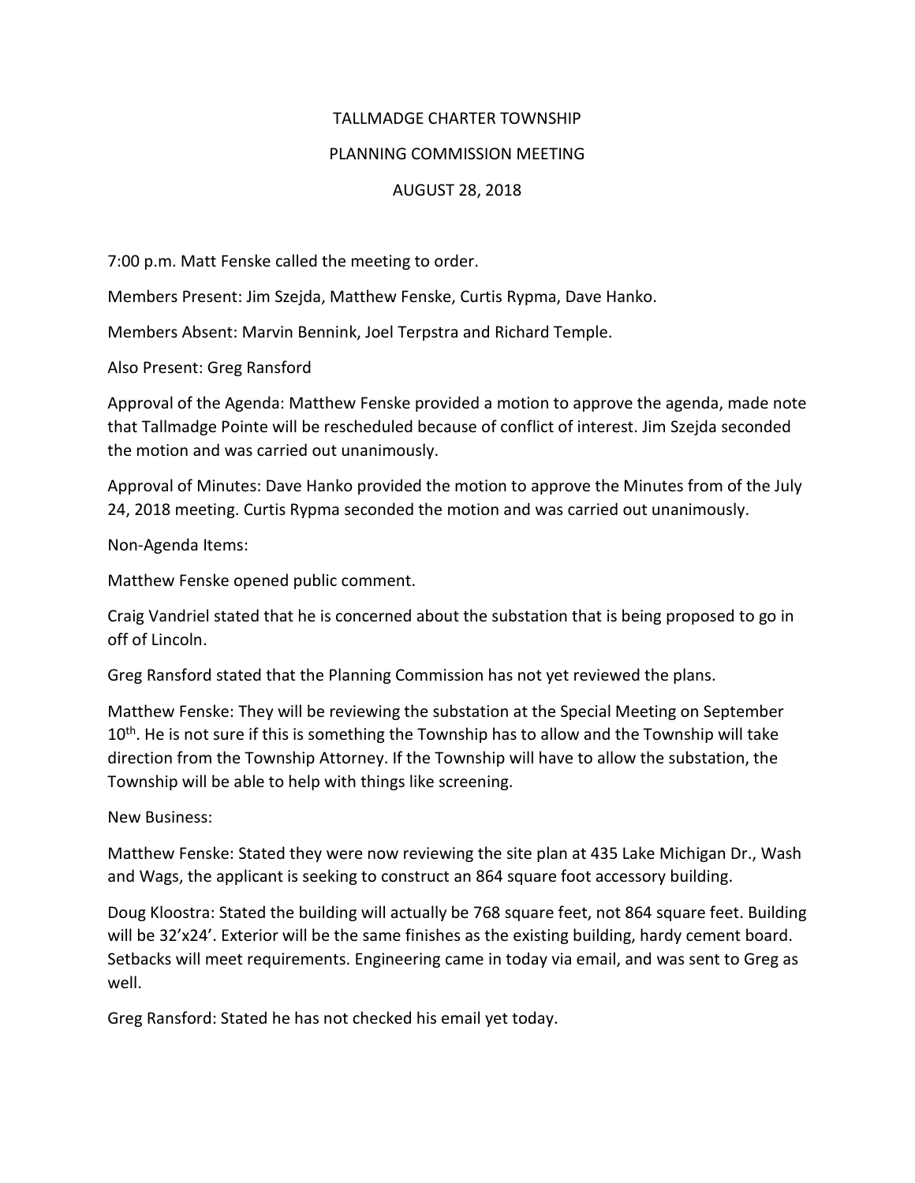# TALLMADGE CHARTER TOWNSHIP

## PLANNING COMMISSION MEETING

## AUGUST 28, 2018

7:00 p.m. Matt Fenske called the meeting to order.

Members Present: Jim Szejda, Matthew Fenske, Curtis Rypma, Dave Hanko.

Members Absent: Marvin Bennink, Joel Terpstra and Richard Temple.

Also Present: Greg Ransford

Approval of the Agenda: Matthew Fenske provided a motion to approve the agenda, made note that Tallmadge Pointe will be rescheduled because of conflict of interest. Jim Szejda seconded the motion and was carried out unanimously.

Approval of Minutes: Dave Hanko provided the motion to approve the Minutes from of the July 24, 2018 meeting. Curtis Rypma seconded the motion and was carried out unanimously.

Non-Agenda Items:

Matthew Fenske opened public comment.

Craig Vandriel stated that he is concerned about the substation that is being proposed to go in off of Lincoln.

Greg Ransford stated that the Planning Commission has not yet reviewed the plans.

Matthew Fenske: They will be reviewing the substation at the Special Meeting on September 10th. He is not sure if this is something the Township has to allow and the Township will take direction from the Township Attorney. If the Township will have to allow the substation, the Township will be able to help with things like screening.

New Business:

Matthew Fenske: Stated they were now reviewing the site plan at 435 Lake Michigan Dr., Wash and Wags, the applicant is seeking to construct an 864 square foot accessory building.

Doug Kloostra: Stated the building will actually be 768 square feet, not 864 square feet. Building will be 32'x24'. Exterior will be the same finishes as the existing building, hardy cement board. Setbacks will meet requirements. Engineering came in today via email, and was sent to Greg as well.

Greg Ransford: Stated he has not checked his email yet today.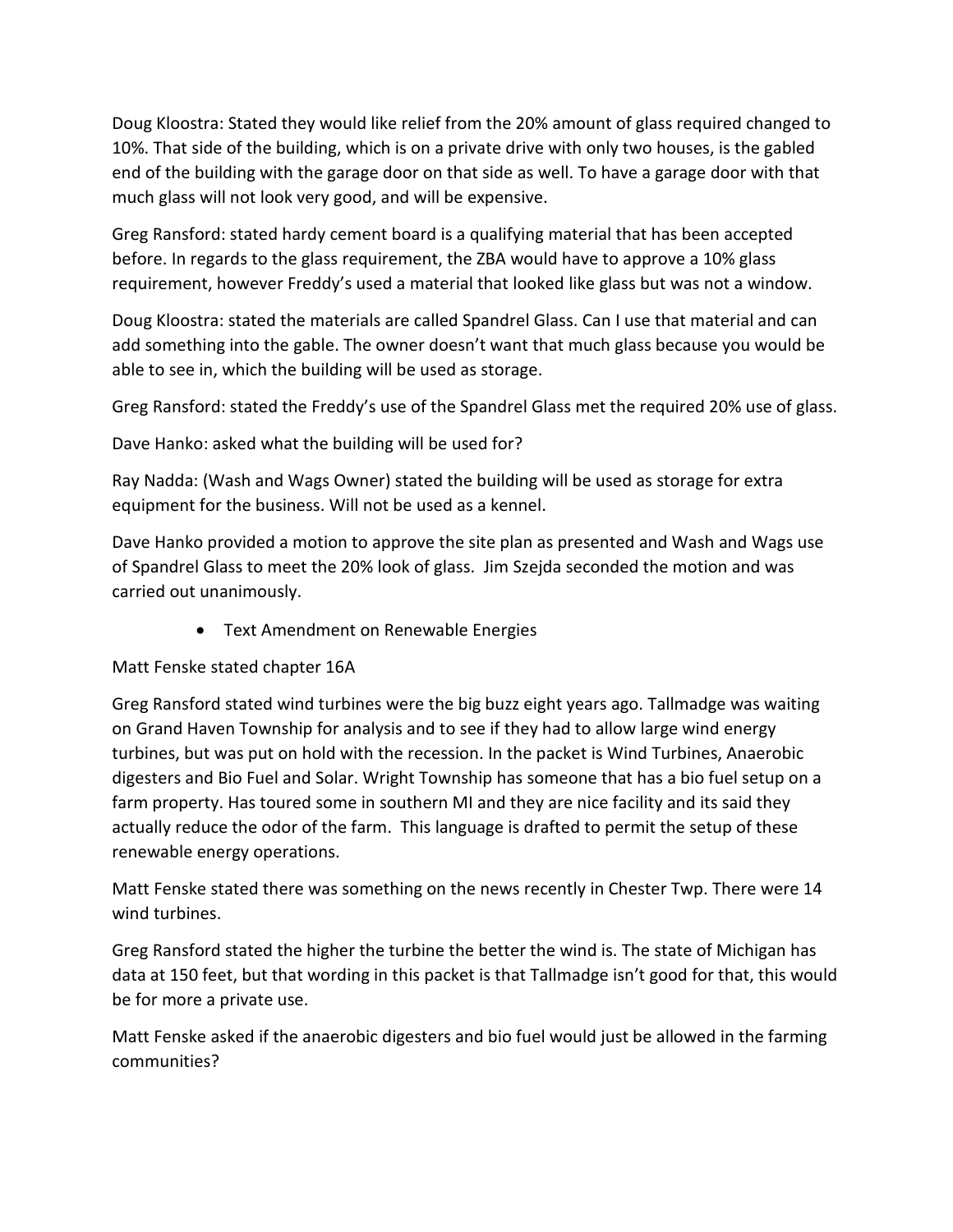Doug Kloostra: Stated they would like relief from the 20% amount of glass required changed to 10%. That side of the building, which is on a private drive with only two houses, is the gabled end of the building with the garage door on that side as well. To have a garage door with that much glass will not look very good, and will be expensive.

Greg Ransford: stated hardy cement board is a qualifying material that has been accepted before. In regards to the glass requirement, the ZBA would have to approve a 10% glass requirement, however Freddy's used a material that looked like glass but was not a window.

Doug Kloostra: stated the materials are called Spandrel Glass. Can I use that material and can add something into the gable. The owner doesn't want that much glass because you would be able to see in, which the building will be used as storage.

Greg Ransford: stated the Freddy's use of the Spandrel Glass met the required 20% use of glass.

Dave Hanko: asked what the building will be used for?

Ray Nadda: (Wash and Wags Owner) stated the building will be used as storage for extra equipment for the business. Will not be used as a kennel.

Dave Hanko provided a motion to approve the site plan as presented and Wash and Wags use of Spandrel Glass to meet the 20% look of glass. Jim Szejda seconded the motion and was carried out unanimously.

- Text Amendment on Renewable Energies

Matt Fenske stated chapter 16A

Greg Ransford stated wind turbines were the big buzz eight years ago. Tallmadge was waiting on Grand Haven Township for analysis and to see if they had to allow large wind energy turbines, but was put on hold with the recession. In the packet is Wind Turbines, Anaerobic digesters and Bio Fuel and Solar. Wright Township has someone that has a bio fuel setup on a farm property. Has toured some in southern MI and they are nice facility and its said they actually reduce the odor of the farm. This language is drafted to permit the setup of these renewable energy operations.

Matt Fenske stated there was something on the news recently in Chester Twp. There were 14 wind turbines.

Greg Ransford stated the higher the turbine the better the wind is. The state of Michigan has data at 150 feet, but that wording in this packet is that Tallmadge isn't good for that, this would be for more a private use.

Matt Fenske asked if the anaerobic digesters and bio fuel would just be allowed in the farming communities?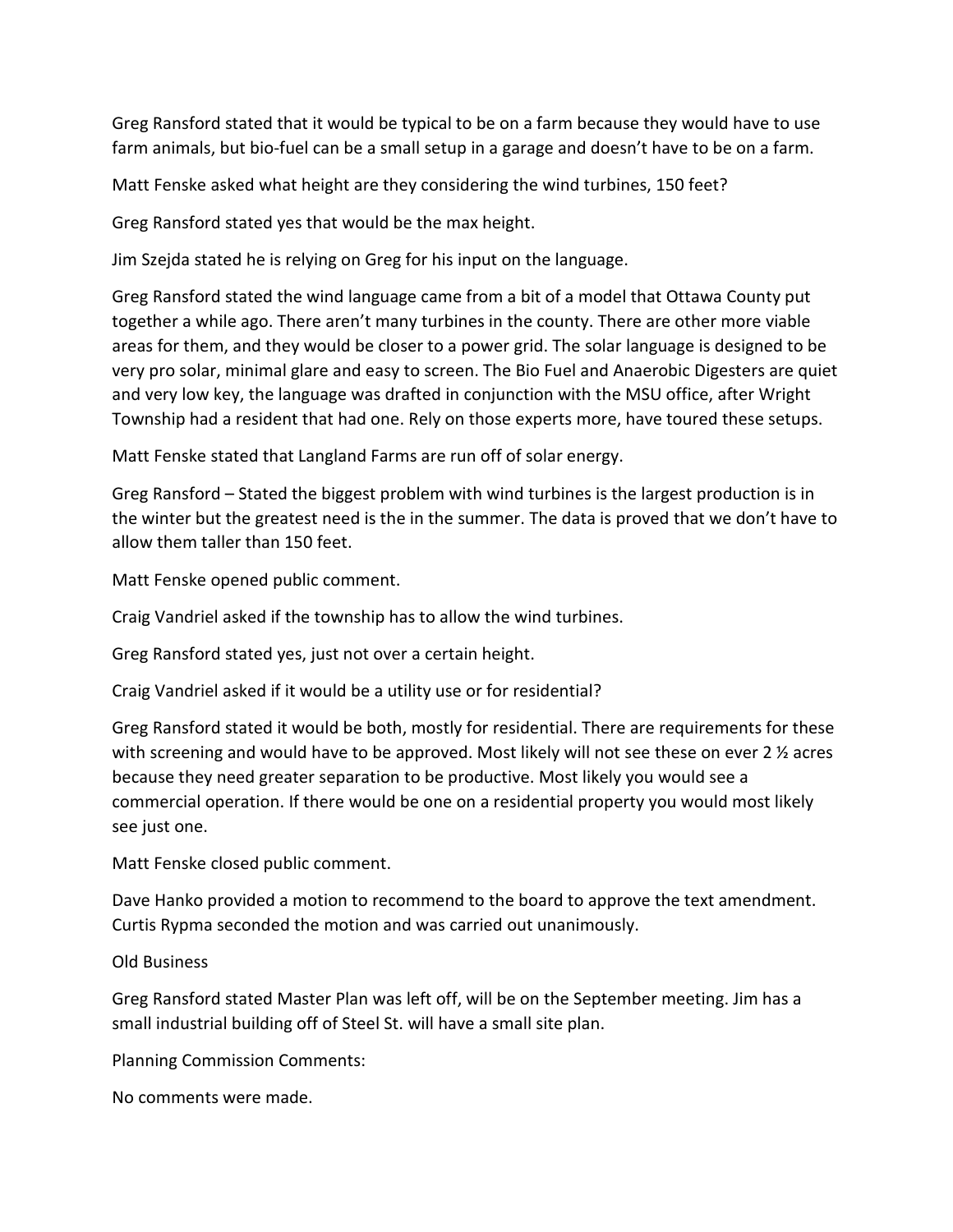Greg Ransford stated that it would be typical to be on a farm because they would have to use farm animals, but bio-fuel can be a small setup in a garage and doesn't have to be on a farm.

Matt Fenske asked what height are they considering the wind turbines, 150 feet?

Greg Ransford stated yes that would be the max height.

Jim Szejda stated he is relying on Greg for his input on the language.

Greg Ransford stated the wind language came from a bit of a model that Ottawa County put together a while ago. There aren't many turbines in the county. There are other more viable areas for them, and they would be closer to a power grid. The solar language is designed to be very pro solar, minimal glare and easy to screen. The Bio Fuel and Anaerobic Digesters are quiet and very low key, the language was drafted in conjunction with the MSU office, after Wright Township had a resident that had one. Rely on those experts more, have toured these setups.

Matt Fenske stated that Langland Farms are run off of solar energy.

Greg Ransford – Stated the biggest problem with wind turbines is the largest production is in the winter but the greatest need is the in the summer. The data is proved that we don't have to allow them taller than 150 feet.

Matt Fenske opened public comment.

Craig Vandriel asked if the township has to allow the wind turbines.

Greg Ransford stated yes, just not over a certain height.

Craig Vandriel asked if it would be a utility use or for residential?

Greg Ransford stated it would be both, mostly for residential. There are requirements for these with screening and would have to be approved. Most likely will not see these on ever 2 ½ acres because they need greater separation to be productive. Most likely you would see a commercial operation. If there would be one on a residential property you would most likely see just one.

Matt Fenske closed public comment.

Dave Hanko provided a motion to recommend to the board to approve the text amendment. Curtis Rypma seconded the motion and was carried out unanimously.

Old Business

Greg Ransford stated Master Plan was left off, will be on the September meeting. Jim has a small industrial building off of Steel St. will have a small site plan.

Planning Commission Comments:

No comments were made.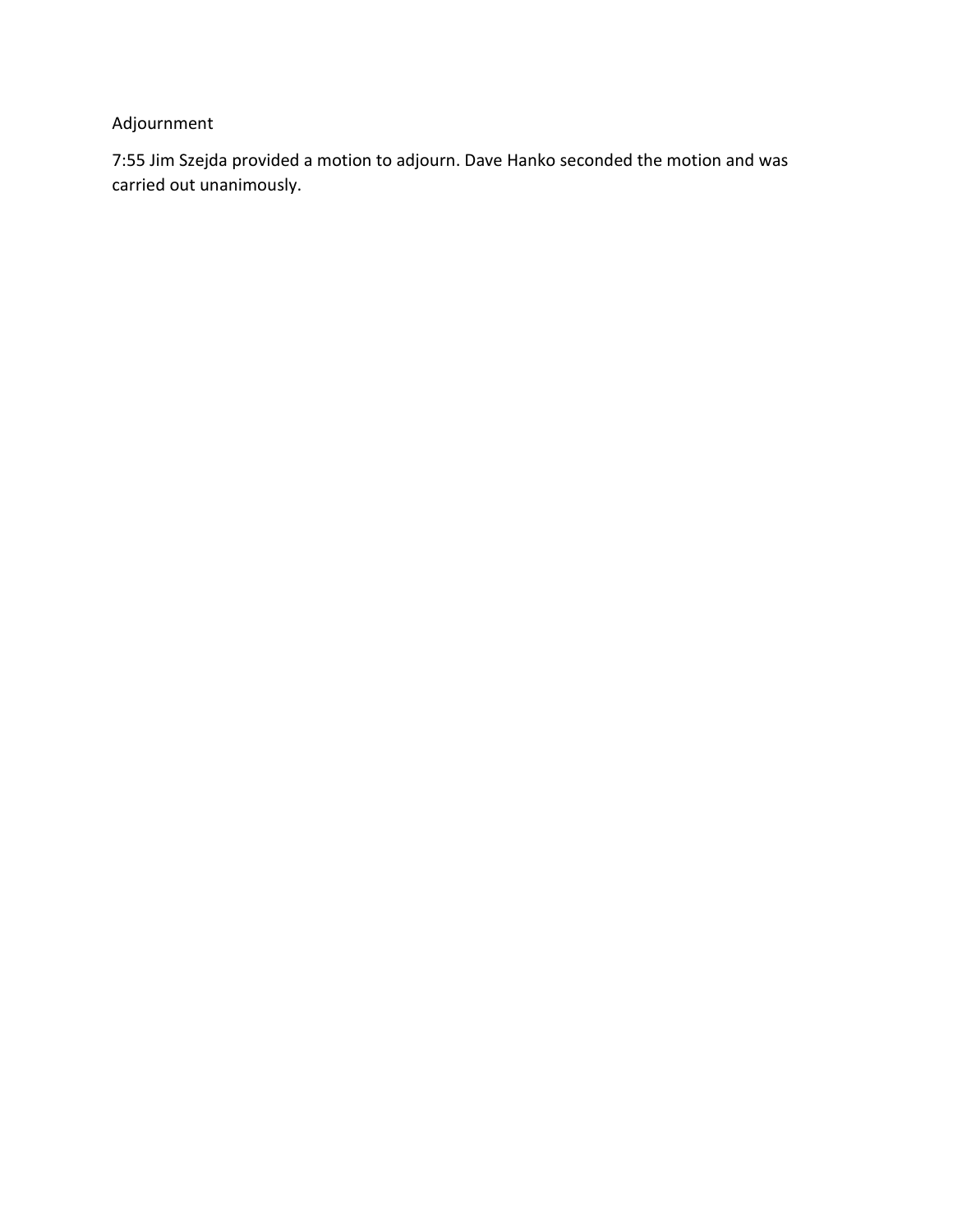Adjournment

7:55 Jim Szejda provided a motion to adjourn. Dave Hanko seconded the motion and was carried out unanimously.